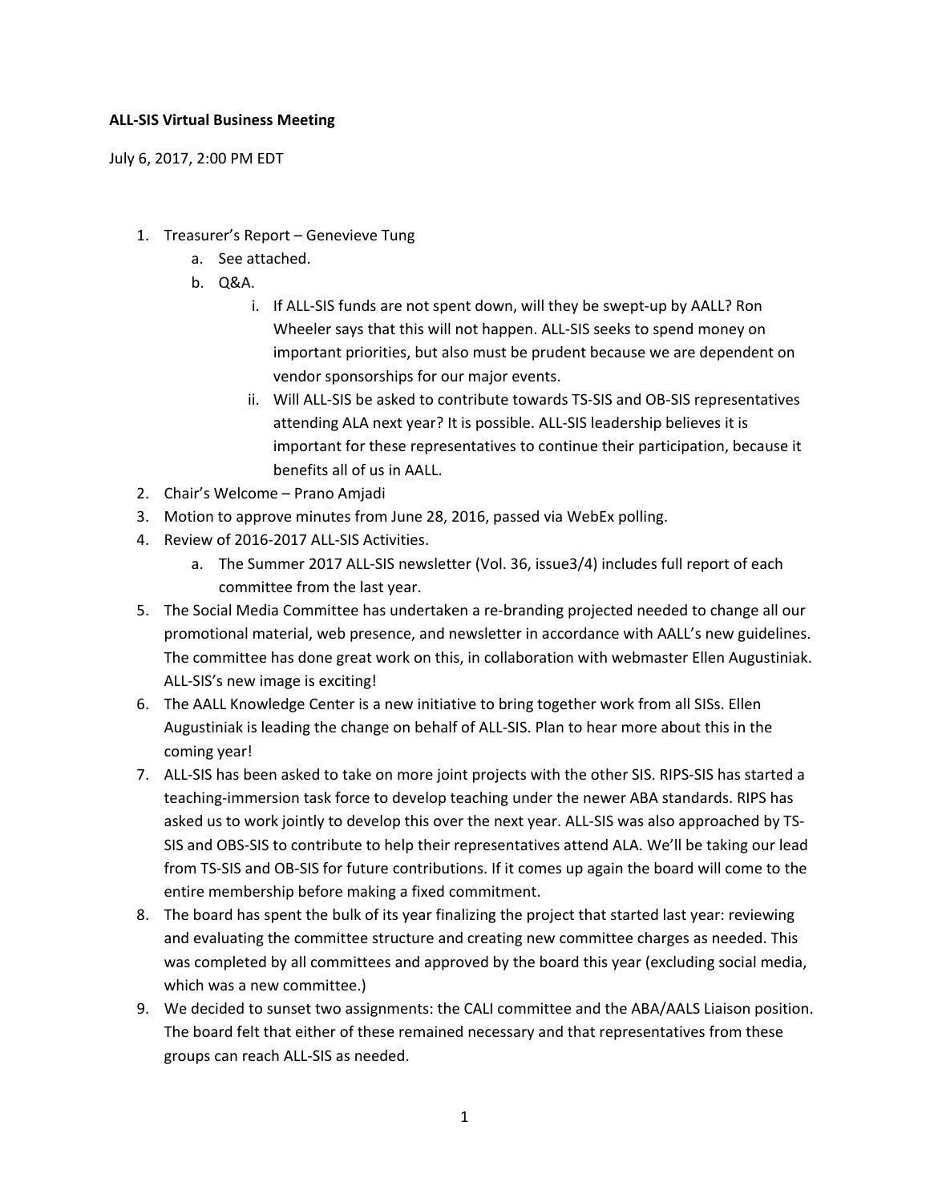**ALL-SIS Virtual Business Meeting**

July 6, 2017, 2:00 PM EDT

1. Treasurer's Report – Genevieve Tung
   a. See attached.
   b. Q&A.
      i. If ALL-SIS funds are not spent down, will they be swept-up by AALL? Ron Wheeler says that this will not happen. ALL-SIS seeks to spend money on important priorities, but also must be prudent because we are dependent on vendor sponsorships for our major events.
      ii. Will ALL-SIS be asked to contribute towards TS-SIS and OB-SIS representatives attending ALA next year? It is possible. ALL-SIS leadership believes it is important for these representatives to continue their participation, because it benefits all of us in AALL.
2. Chair's Welcome – Prano Amjadi
3. Motion to approve minutes from June 28, 2016, passed via WebEx polling.
4. Review of 2016-2017 ALL-SIS Activities.
   a. The Summer 2017 ALL-SIS newsletter (Vol. 36, issue3/4) includes full report of each committee from the last year.
5. The Social Media Committee has undertaken a re-branding projected needed to change all our promotional material, web presence, and newsletter in accordance with AALL's new guidelines. The committee has done great work on this, in collaboration with webmaster Ellen Augustiniak. ALL-SIS's new image is exciting!
6. The AALL Knowledge Center is a new initiative to bring together work from all SISs. Ellen Augustiniak is leading the change on behalf of ALL-SIS. Plan to hear more about this in the coming year!
7. ALL-SIS has been asked to take on more joint projects with the other SIS. RIPS-SIS has started a teaching-immersion task force to develop teaching under the newer ABA standards. RIPS has asked us to work jointly to develop this over the next year. ALL-SIS was also approached by TS-SIS and OBS-SIS to contribute to help their representatives attend ALA. We'll be taking our lead from TS-SIS and OB-SIS for future contributions. If it comes up again the board will come to the entire membership before making a fixed commitment.
8. The board has spent the bulk of its year finalizing the project that started last year: reviewing and evaluating the committee structure and creating new committee charges as needed. This was completed by all committees and approved by the board this year (excluding social media, which was a new committee.)
9. We decided to sunset two assignments: the CALI committee and the ABA/AALS Liaison position. The board felt that either of these remained necessary and that representatives from these groups can reach ALL-SIS as needed.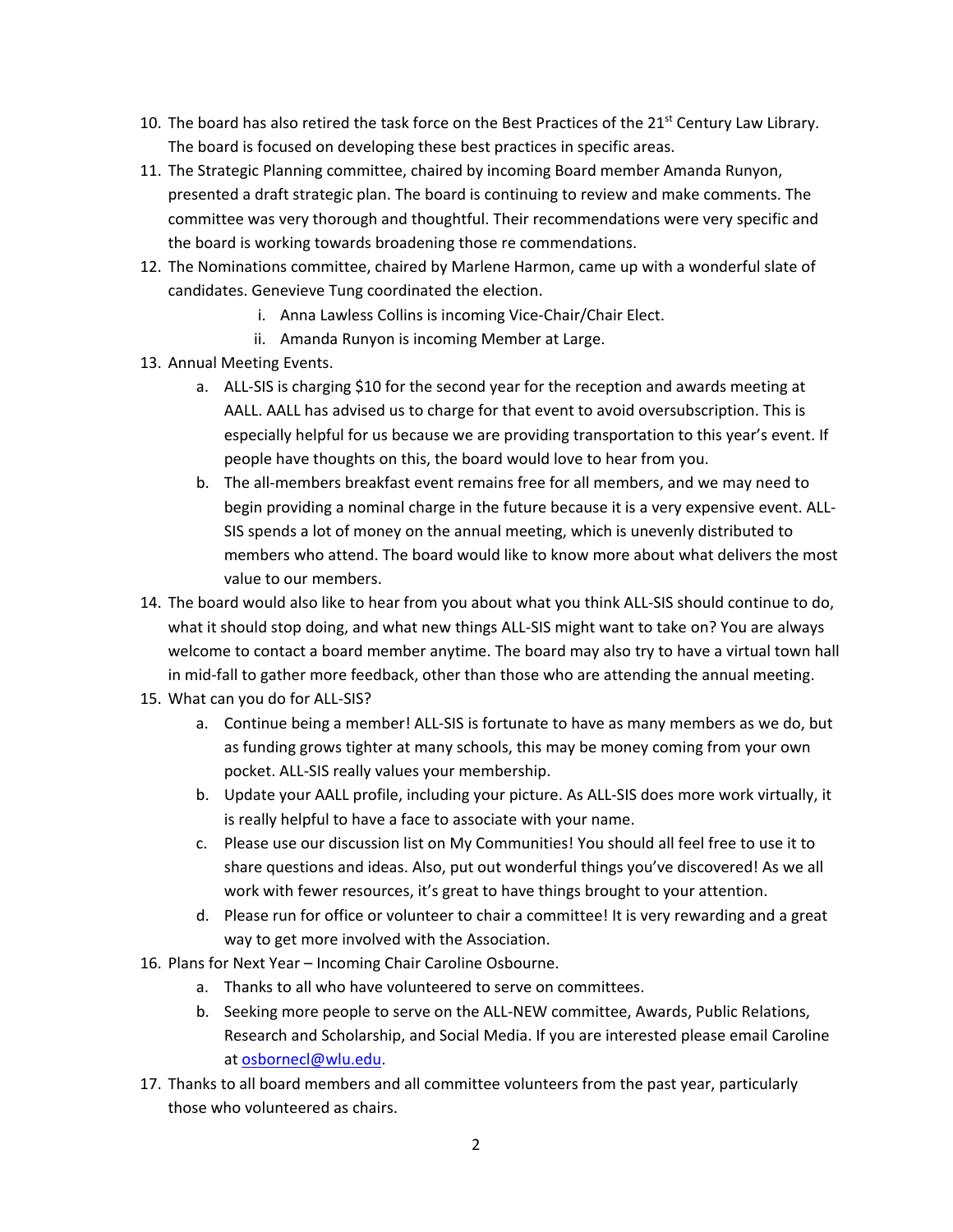10. The board has also retired the task force on the Best Practices of the 21st Century Law Library. The board is focused on developing these best practices in specific areas.
11. The Strategic Planning committee, chaired by incoming Board member Amanda Runyon, presented a draft strategic plan. The board is continuing to review and make comments. The committee was very thorough and thoughtful. Their recommendations were very specific and the board is working towards broadening those re commendations.
12. The Nominations committee, chaired by Marlene Harmon, came up with a wonderful slate of candidates. Genevieve Tung coordinated the election.
    i. Anna Lawless Collins is incoming Vice-Chair/Chair Elect.
    ii. Amanda Runyon is incoming Member at Large.
13. Annual Meeting Events.
    a. ALL-SIS is charging $10 for the second year for the reception and awards meeting at AALL. AALL has advised us to charge for that event to avoid oversubscription. This is especially helpful for us because we are providing transportation to this year's event. If people have thoughts on this, the board would love to hear from you.
    b. The all-members breakfast event remains free for all members, and we may need to begin providing a nominal charge in the future because it is a very expensive event. ALL-SIS spends a lot of money on the annual meeting, which is unevenly distributed to members who attend. The board would like to know more about what delivers the most value to our members.
14. The board would also like to hear from you about what you think ALL-SIS should continue to do, what it should stop doing, and what new things ALL-SIS might want to take on? You are always welcome to contact a board member anytime. The board may also try to have a virtual town hall in mid-fall to gather more feedback, other than those who are attending the annual meeting.
15. What can you do for ALL-SIS?
    a. Continue being a member! ALL-SIS is fortunate to have as many members as we do, but as funding grows tighter at many schools, this may be money coming from your own pocket. ALL-SIS really values your membership.
    b. Update your AALL profile, including your picture. As ALL-SIS does more work virtually, it is really helpful to have a face to associate with your name.
    c. Please use our discussion list on My Communities! You should all feel free to use it to share questions and ideas. Also, put out wonderful things you've discovered! As we all work with fewer resources, it's great to have things brought to your attention.
    d. Please run for office or volunteer to chair a committee! It is very rewarding and a great way to get more involved with the Association.
16. Plans for Next Year – Incoming Chair Caroline Osbourne.
    a. Thanks to all who have volunteered to serve on committees.
    b. Seeking more people to serve on the ALL-NEW committee, Awards, Public Relations, Research and Scholarship, and Social Media. If you are interested please email Caroline at [osbornecl@wlu.edu](mailto:osbornecl@wlu.edu).
17. Thanks to all board members and all committee volunteers from the past year, particularly those who volunteered as chairs.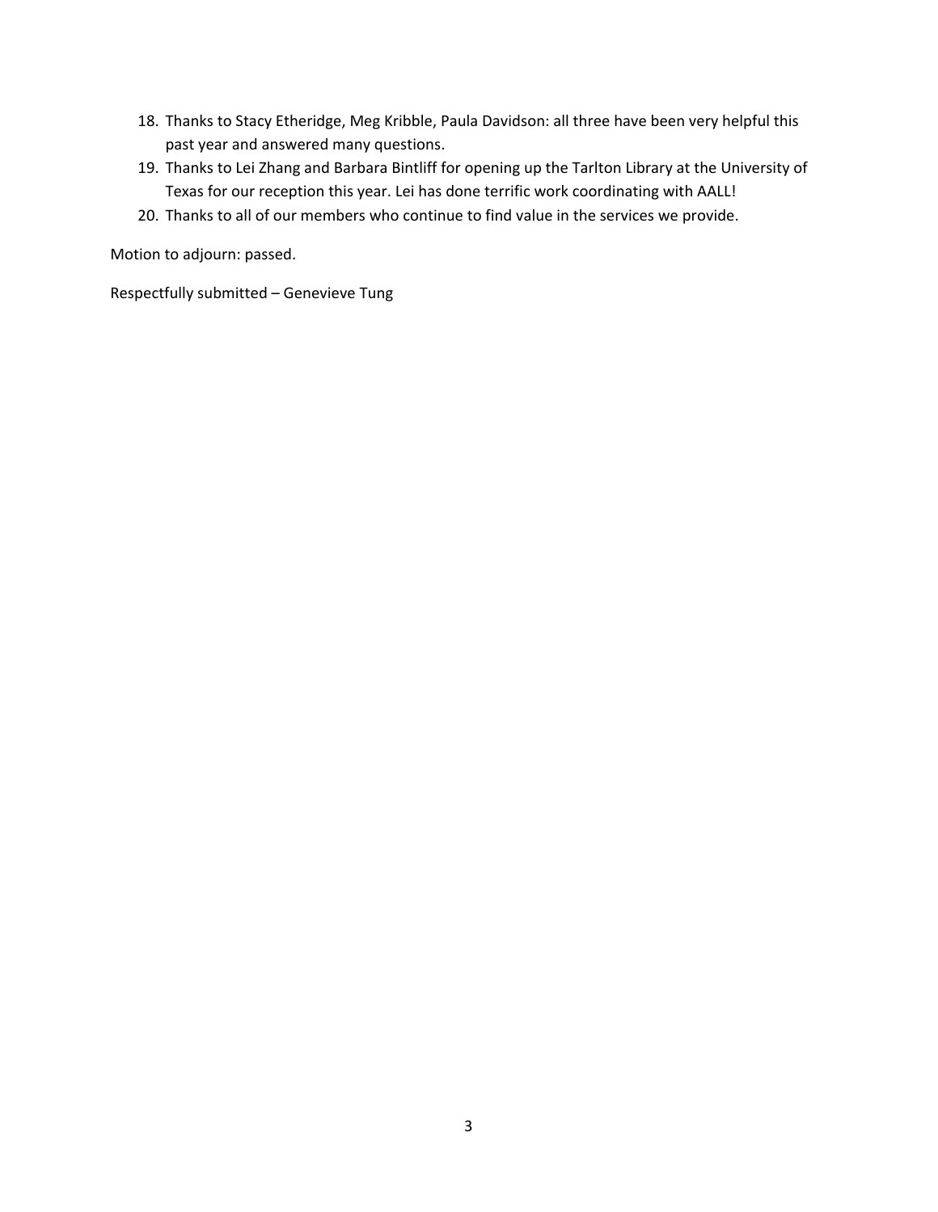18. Thanks to Stacy Etheridge, Meg Kribble, Paula Davidson: all three have been very helpful this past year and answered many questions.
19. Thanks to Lei Zhang and Barbara Bintliff for opening up the Tarlton Library at the University of Texas for our reception this year. Lei has done terrific work coordinating with AALL!
20. Thanks to all of our members who continue to find value in the services we provide.

Motion to adjourn: passed.

Respectfully submitted – Genevieve Tung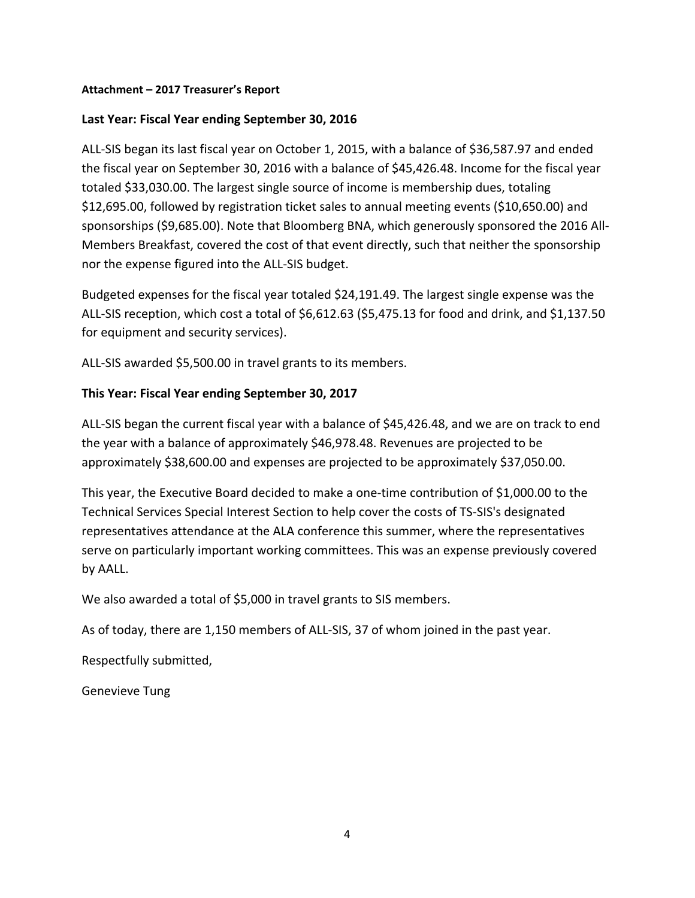**Attachment – 2017 Treasurer's Report**

## Last Year: Fiscal Year ending September 30, 2016

ALL-SIS began its last fiscal year on October 1, 2015, with a balance of $36,587.97 and ended the fiscal year on September 30, 2016 with a balance of $45,426.48. Income for the fiscal year totaled $33,030.00. The largest single source of income is membership dues, totaling $12,695.00, followed by registration ticket sales to annual meeting events ($10,650.00) and sponsorships ($9,685.00). Note that Bloomberg BNA, which generously sponsored the 2016 All-Members Breakfast, covered the cost of that event directly, such that neither the sponsorship nor the expense figured into the ALL-SIS budget.

Budgeted expenses for the fiscal year totaled $24,191.49. The largest single expense was the ALL-SIS reception, which cost a total of $6,612.63 ($5,475.13 for food and drink, and $1,137.50 for equipment and security services).

ALL-SIS awarded $5,500.00 in travel grants to its members.

## This Year: Fiscal Year ending September 30, 2017

ALL-SIS began the current fiscal year with a balance of $45,426.48, and we are on track to end the year with a balance of approximately $46,978.48. Revenues are projected to be approximately $38,600.00 and expenses are projected to be approximately $37,050.00.

This year, the Executive Board decided to make a one-time contribution of $1,000.00 to the Technical Services Special Interest Section to help cover the costs of TS-SIS's designated representatives attendance at the ALA conference this summer, where the representatives serve on particularly important working committees. This was an expense previously covered by AALL.

We also awarded a total of $5,000 in travel grants to SIS members.

As of today, there are 1,150 members of ALL-SIS, 37 of whom joined in the past year.

Respectfully submitted,

Genevieve Tung